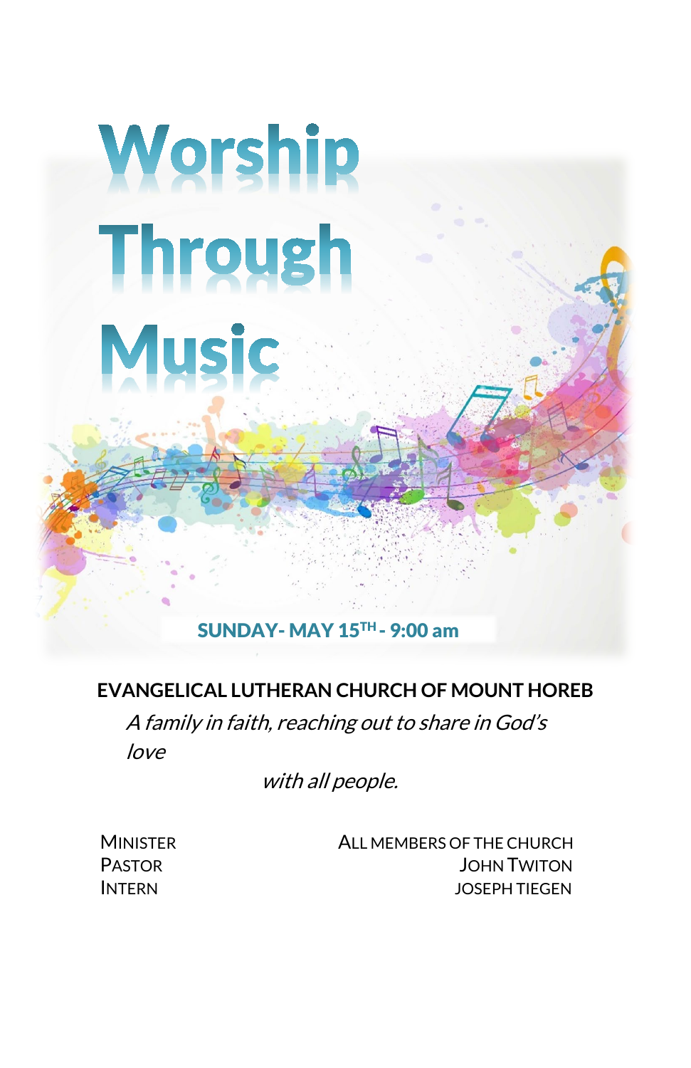# Worship Through Music

**SUNDAY- MAY 15TH - 9:00 am**

**EVANGELICAL LUTHERAN CHURCH OF MOUNT HOREB**

*A family in faith, reaching out to share in God's love with all people.*

| | |
|---|---|
| MINISTER | ALL MEMBERS OF THE CHURCH |
| PASTOR | JOHN TWITON |
| INTERN | JOSEPH TIEGEN |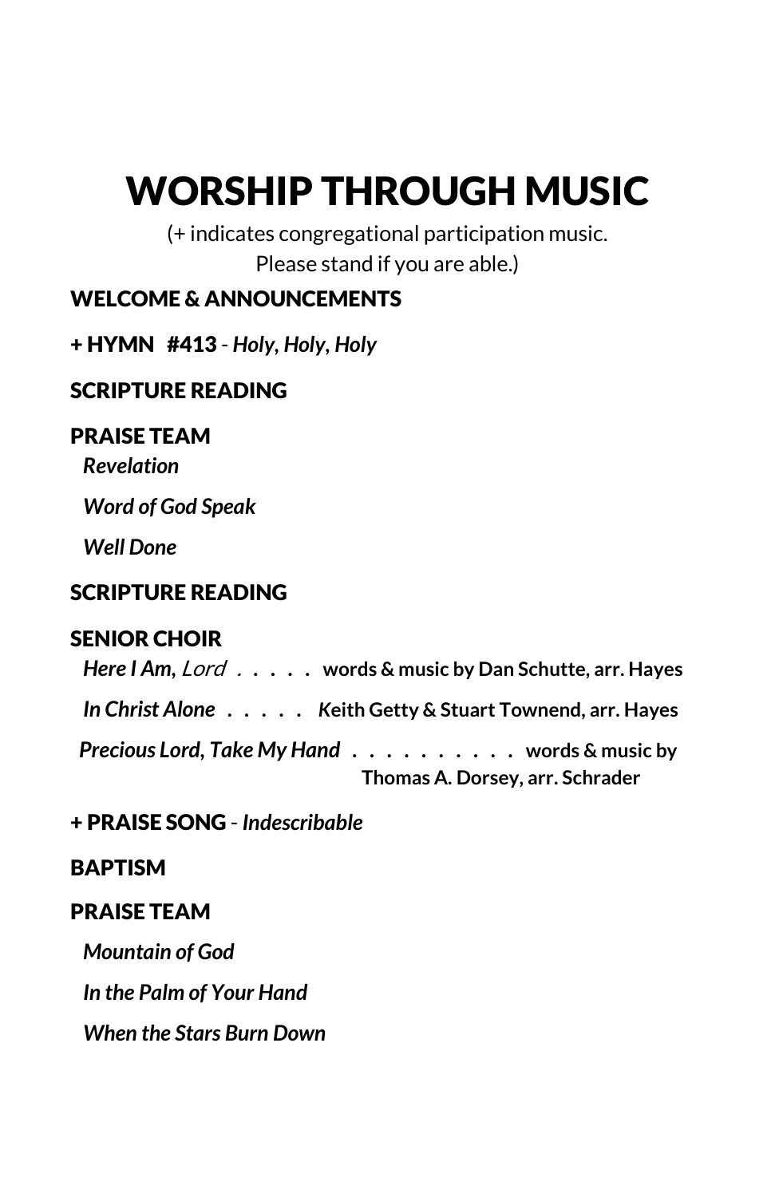# WORSHIP THROUGH MUSIC

(+ indicates congregational participation music.
Please stand if you are able.)

**WELCOME & ANNOUNCEMENTS**

**+ HYMN #413** - ***Holy, Holy, Holy***

**SCRIPTURE READING**

**PRAISE TEAM**

***Revelation***

***Word of God Speak***

***Well Done***

**SCRIPTURE READING**

**SENIOR CHOIR**

***Here I Am,*** *Lord* . . . . . **words & music by Dan Schutte, arr. Hayes**

***In Christ Alone*** . . . . . **Keith Getty & Stuart Townend, arr. Hayes**

***Precious Lord, Take My Hand*** . . . . . . . . . . **words & music by Thomas A. Dorsey, arr. Schrader**

**+ PRAISE SONG** - ***Indescribable***

**BAPTISM**

**PRAISE TEAM**

***Mountain of God***

***In the Palm of Your Hand***

***When the Stars Burn Down***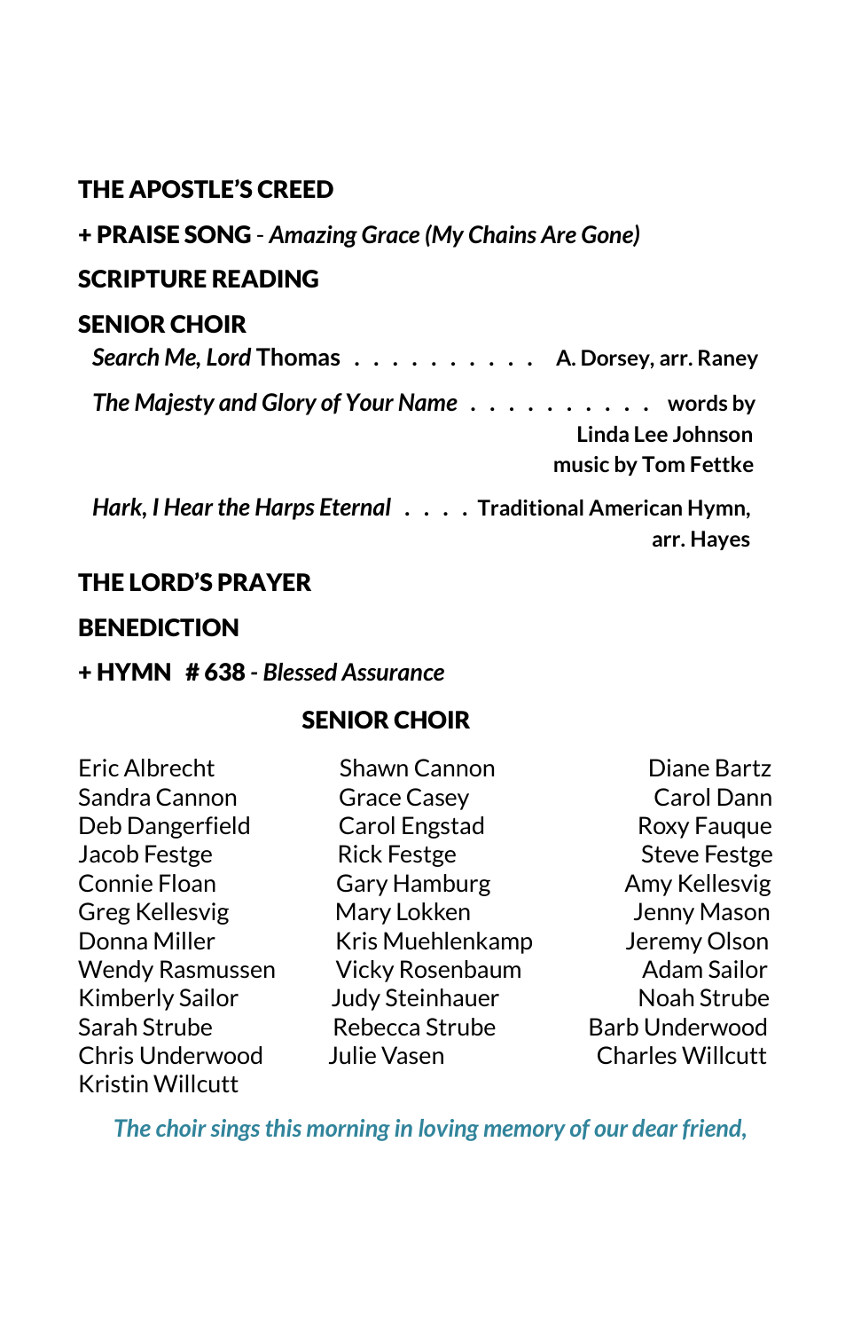**THE APOSTLE'S CREED**

**+ PRAISE SONG** - *Amazing Grace (My Chains Are Gone)*

**SCRIPTURE READING**

**SENIOR CHOIR**

*Search Me, Lord* Thomas . . . . . . . . . . **A. Dorsey, arr. Raney**

*The Majesty and Glory of Your Name* . . . . . . . . . . **words by Linda Lee Johnson music by Tom Fettke**

*Hark, I Hear the Harps Eternal* . . . . **Traditional American Hymn, arr. Hayes**

**THE LORD'S PRAYER**

**BENEDICTION**

**+ HYMN # 638** - *Blessed Assurance*

## SENIOR CHOIR

Eric Albrecht
Shawn Cannon
Diane Bartz
Sandra Cannon
Grace Casey
Carol Dann
Deb Dangerfield
Carol Engstad
Roxy Fauque
Jacob Festge
Rick Festge
Steve Festge
Connie Floan
Gary Hamburg
Amy Kellesvig
Greg Kellesvig
Mary Lokken
Jenny Mason
Donna Miller
Kris Muehlenkamp
Jeremy Olson
Wendy Rasmussen
Vicky Rosenbaum
Adam Sailor
Kimberly Sailor
Judy Steinhauer
Noah Strube
Sarah Strube
Rebecca Strube
Barb Underwood
Chris Underwood
Julie Vasen
Charles Willcutt
Kristin Willcutt

*The choir sings this morning in loving memory of our dear friend,*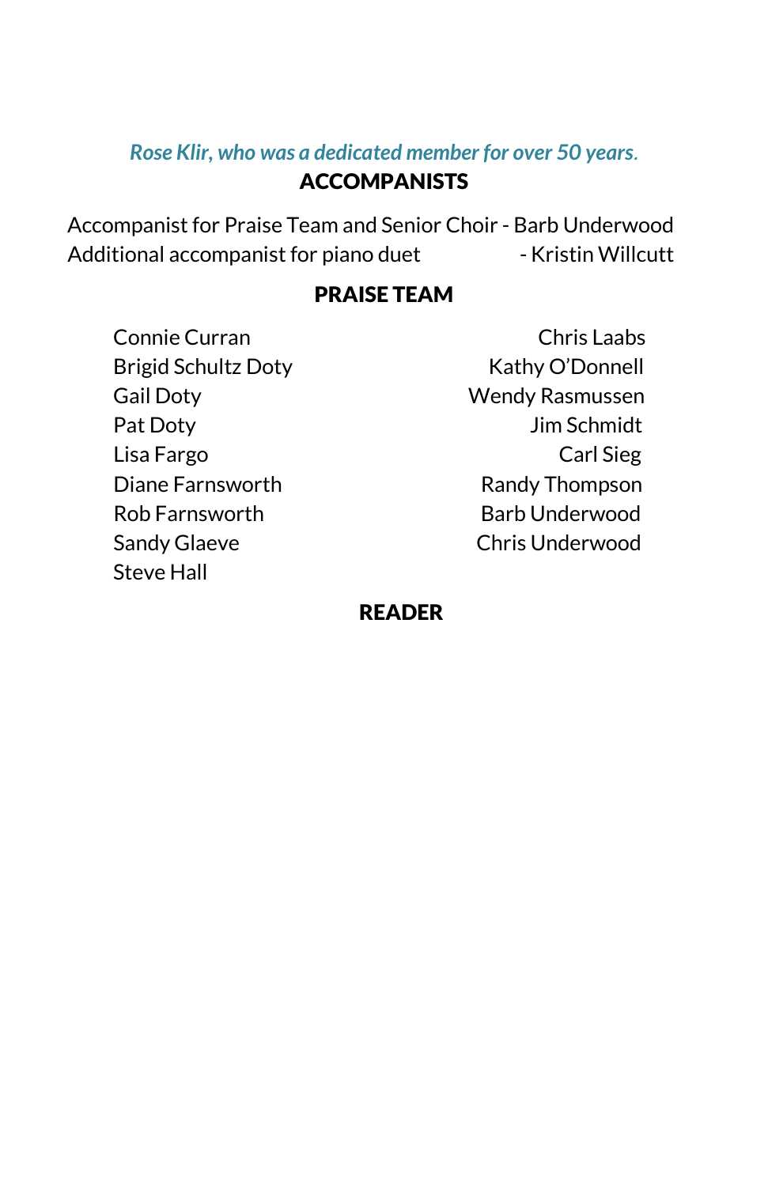*Rose Klir, who was a dedicated member for over 50 years.*

## ACCOMPANISTS

Accompanist for Praise Team and Senior Choir - Barb Underwood
Additional accompanist for piano duet - Kristin Willcutt

## PRAISE TEAM

Connie Curran
Brigid Schultz Doty
Gail Doty
Pat Doty
Lisa Fargo
Diane Farnsworth
Rob Farnsworth
Sandy Glaeve
Steve Hall
Chris Laabs
Kathy O'Donnell
Wendy Rasmussen
Jim Schmidt
Carl Sieg
Randy Thompson
Barb Underwood
Chris Underwood

## READER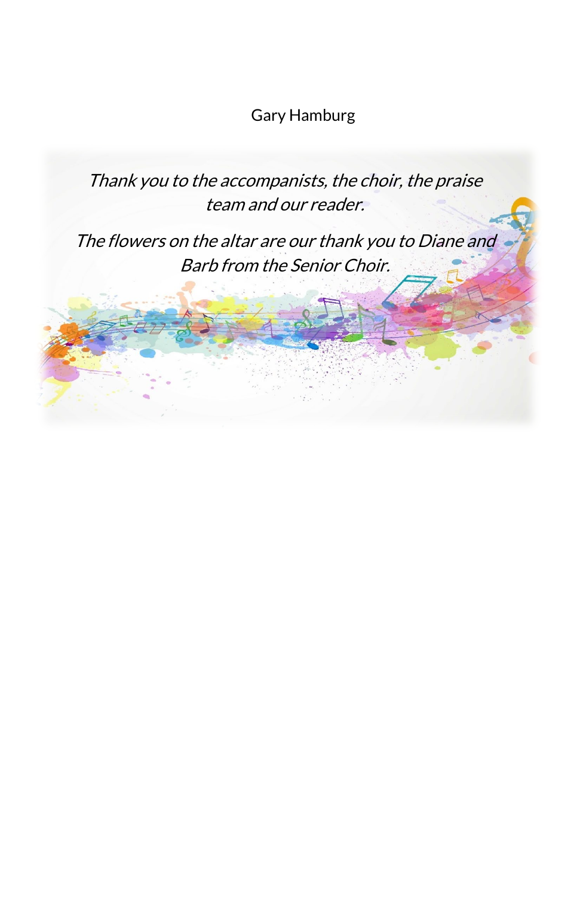Gary Hamburg

*Thank you to the accompanists, the choir, the praise team and our reader.*

*The flowers on the altar are our thank you to Diane and Barb from the Senior Choir.*